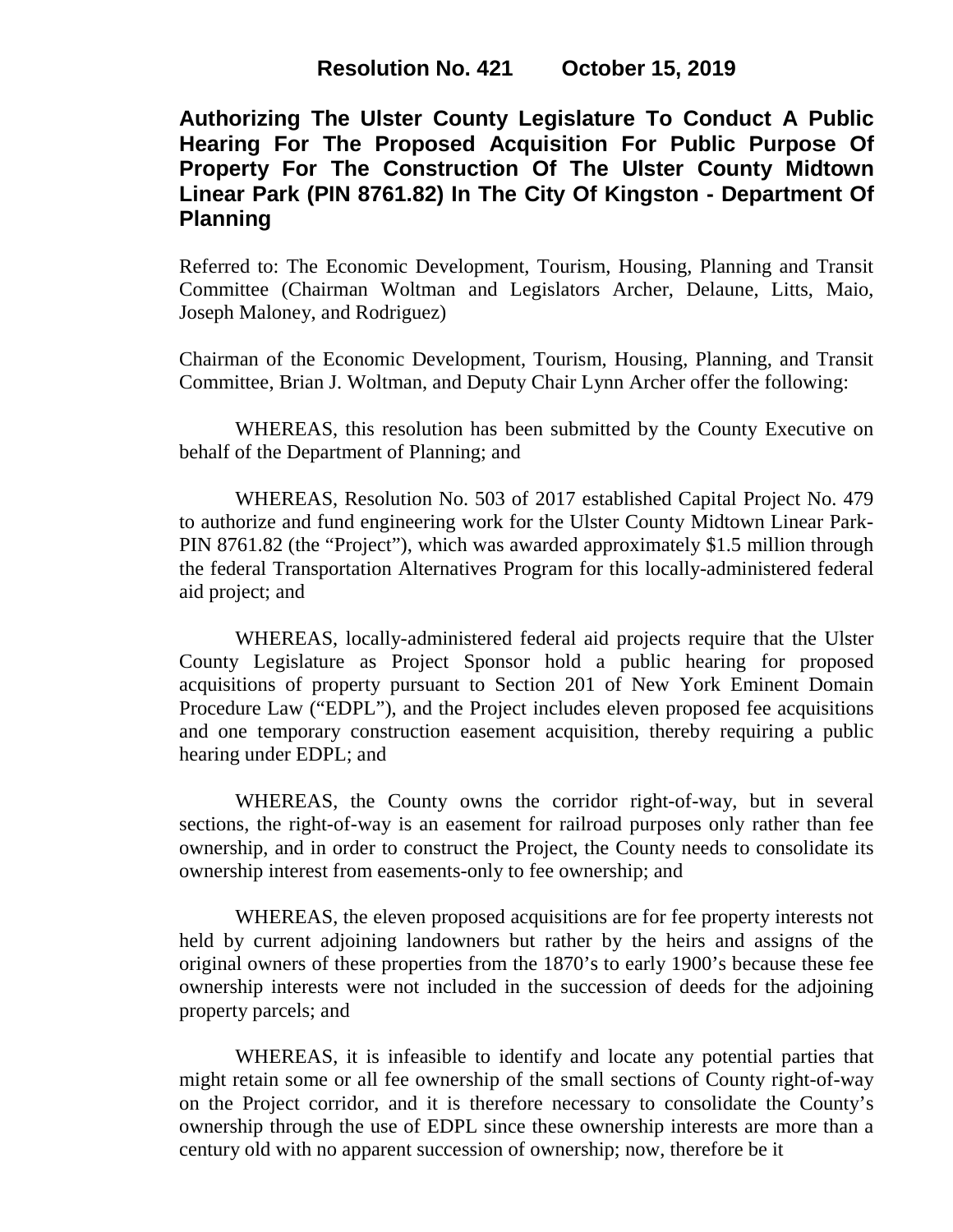# Resolution No. 421 October 15, 2019

## Authorizing The Ulster County Legislature To Conduct A Public Hearing For The Proposed Acquisition For Public Purpose Of Property For The Construction Of The Ulster County Midtown Linear Park (PIN 8761.82) In The City Of Kingston - Department Of Planning

Referred to: The Economic Development, Tourism, Housing, Planning and Transit Committee (Chairman Woltman and Legislators Archer, Delaune, Litts, Maio, Joseph Maloney, and Rodriguez)

Chairman of the Economic Development, Tourism, Housing, Planning, and Transit Committee, Brian J. Woltman, and Deputy Chair Lynn Archer offer the following:

WHEREAS, this resolution has been submitted by the County Executive on behalf of the Department of Planning; and

WHEREAS, Resolution No. 503 of 2017 established Capital Project No. 479 to authorize and fund engineering work for the Ulster County Midtown Linear Park-PIN 8761.82 (the "Project"), which was awarded approximately $1.5 million through the federal Transportation Alternatives Program for this locally-administered federal aid project; and

WHEREAS, locally-administered federal aid projects require that the Ulster County Legislature as Project Sponsor hold a public hearing for proposed acquisitions of property pursuant to Section 201 of New York Eminent Domain Procedure Law ("EDPL"), and the Project includes eleven proposed fee acquisitions and one temporary construction easement acquisition, thereby requiring a public hearing under EDPL; and

WHEREAS, the County owns the corridor right-of-way, but in several sections, the right-of-way is an easement for railroad purposes only rather than fee ownership, and in order to construct the Project, the County needs to consolidate its ownership interest from easements-only to fee ownership; and

WHEREAS, the eleven proposed acquisitions are for fee property interests not held by current adjoining landowners but rather by the heirs and assigns of the original owners of these properties from the 1870's to early 1900's because these fee ownership interests were not included in the succession of deeds for the adjoining property parcels; and

WHEREAS, it is infeasible to identify and locate any potential parties that might retain some or all fee ownership of the small sections of County right-of-way on the Project corridor, and it is therefore necessary to consolidate the County's ownership through the use of EDPL since these ownership interests are more than a century old with no apparent succession of ownership; now, therefore be it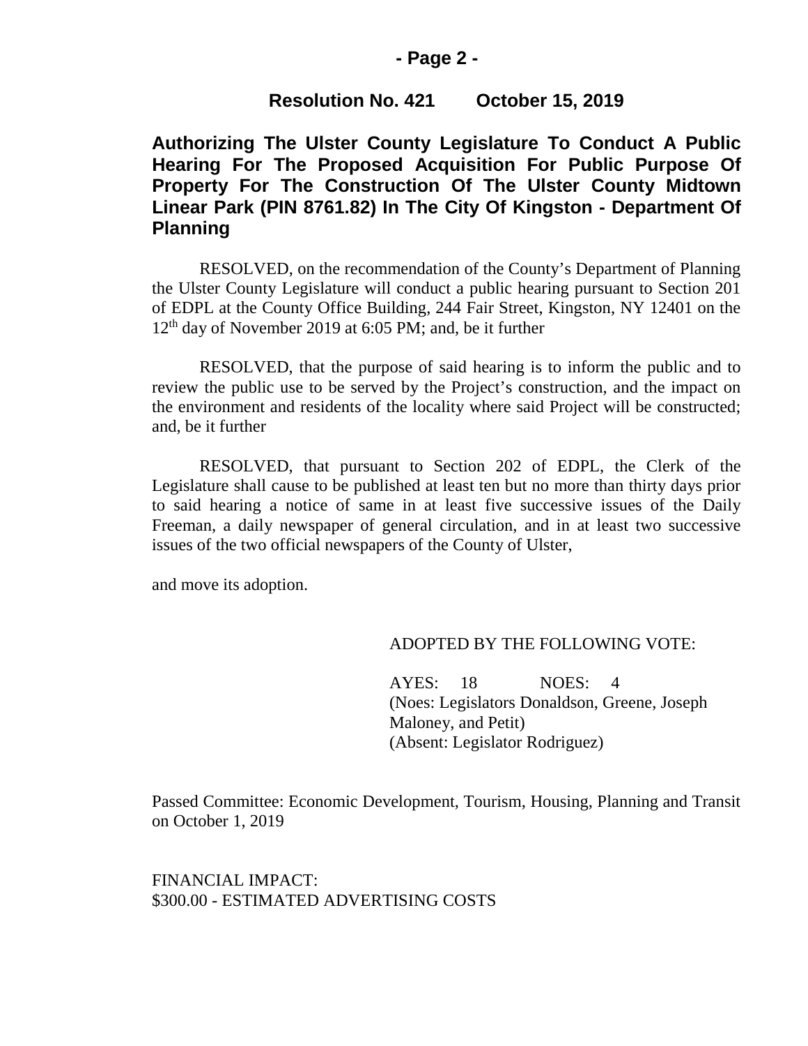**Resolution No. 421 October 15, 2019**

## Authorizing The Ulster County Legislature To Conduct A Public Hearing For The Proposed Acquisition For Public Purpose Of Property For The Construction Of The Ulster County Midtown Linear Park (PIN 8761.82) In The City Of Kingston - Department Of Planning

RESOLVED, on the recommendation of the County's Department of Planning the Ulster County Legislature will conduct a public hearing pursuant to Section 201 of EDPL at the County Office Building, 244 Fair Street, Kingston, NY 12401 on the 12th day of November 2019 at 6:05 PM; and, be it further

RESOLVED, that the purpose of said hearing is to inform the public and to review the public use to be served by the Project's construction, and the impact on the environment and residents of the locality where said Project will be constructed; and, be it further

RESOLVED, that pursuant to Section 202 of EDPL, the Clerk of the Legislature shall cause to be published at least ten but no more than thirty days prior to said hearing a notice of same in at least five successive issues of the Daily Freeman, a daily newspaper of general circulation, and in at least two successive issues of the two official newspapers of the County of Ulster,

and move its adoption.

ADOPTED BY THE FOLLOWING VOTE:

AYES: 18 NOES: 4
(Noes: Legislators Donaldson, Greene, Joseph Maloney, and Petit)
(Absent: Legislator Rodriguez)

Passed Committee: Economic Development, Tourism, Housing, Planning and Transit on October 1, 2019

FINANCIAL IMPACT:
$300.00 - ESTIMATED ADVERTISING COSTS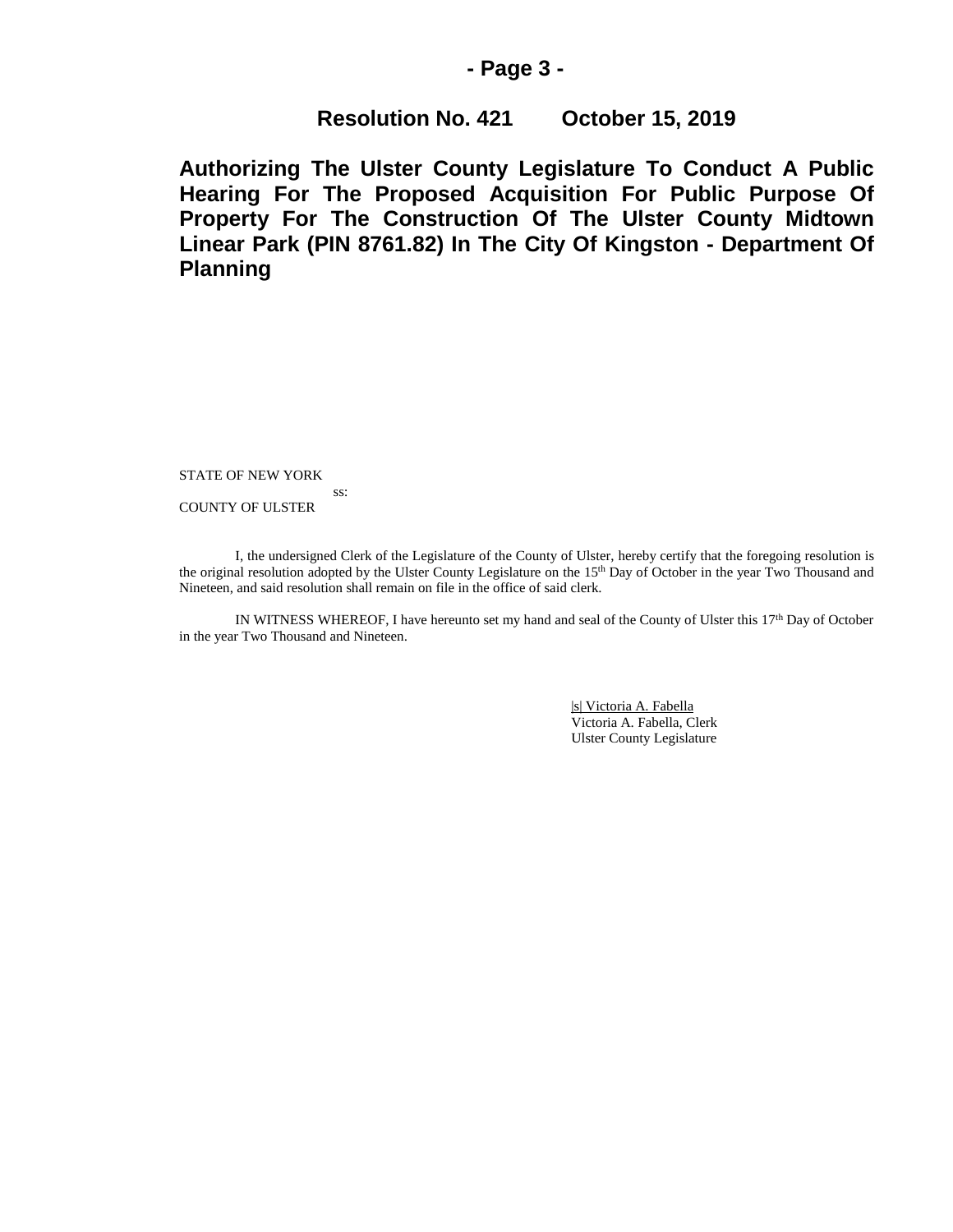**Resolution No. 421 October 15, 2019**

**Authorizing The Ulster County Legislature To Conduct A Public Hearing For The Proposed Acquisition For Public Purpose Of Property For The Construction Of The Ulster County Midtown Linear Park (PIN 8761.82) In The City Of Kingston - Department Of Planning**

STATE OF NEW YORK
ss:
COUNTY OF ULSTER

I, the undersigned Clerk of the Legislature of the County of Ulster, hereby certify that the foregoing resolution is the original resolution adopted by the Ulster County Legislature on the 15th Day of October in the year Two Thousand and Nineteen, and said resolution shall remain on file in the office of said clerk.

IN WITNESS WHEREOF, I have hereunto set my hand and seal of the County of Ulster this 17th Day of October in the year Two Thousand and Nineteen.

|s| Victoria A. Fabella
Victoria A. Fabella, Clerk
Ulster County Legislature